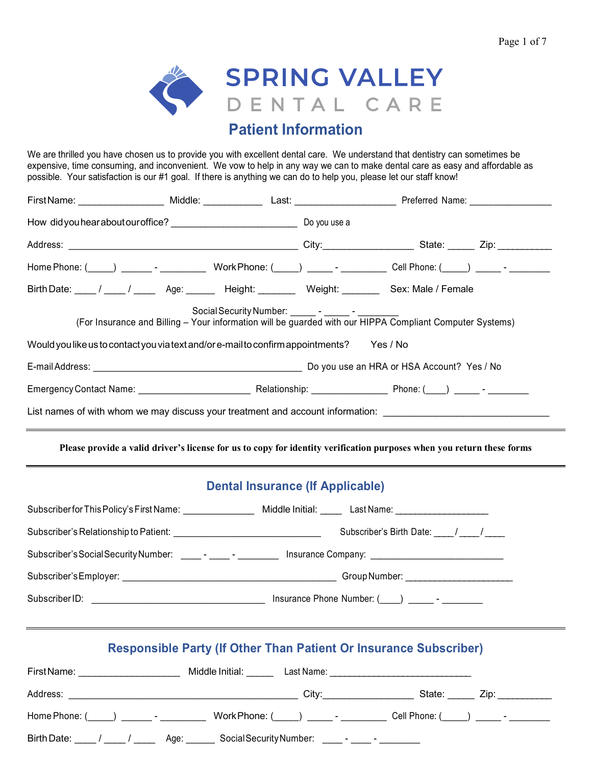# SPRING VALLEY

DENTAL CARE

## Patient Information

We are thrilled you have chosen us to provide you with excellent dental care. We understand that dentistry can sometimes be expensive, time consuming, and inconvenient. We vow to help in any way we can to make dental care as easy and affordable as possible. Your satisfaction is our #1 goal. If there is anything we can do to help you, please let our staff know!

First Name: ________________ Middle: ___________ Last: ___________________ Preferred Name: ________________

How did you hear about our office? ________________________ Do you use a

Address: _____________________________________________ City:_________________ State: _____ Zip: __________

Home Phone: (_____) ______ - _________ Work Phone: (_____) _____ - _________ Cell Phone: (_____) _____ - ________

Birth Date: ____ / ____ / ____ Age: ______ Height: _______ Weight: _______ Sex: Male / Female

Social Security Number: _____ - _____ - ________
(For Insurance and Billing – Your information will be guarded with our HIPPA Compliant Computer Systems)

Would you like us to contact you via text and/or e-mail to confirm appointments? Yes / No

E-mail Address: _________________________________________ Do you use an HRA or HSA Account? Yes / No

Emergency Contact Name: _____________________ Relationship: _______________ Phone: (____) _____ - ________

List names of with whom we may discuss your treatment and account information: _______________________________

---

**Please provide a valid driver's license for us to copy for identity verification purposes when you return these forms**

---

## Dental Insurance (If Applicable)

Subscriber for This Policy's First Name: ______________ Middle Initial: ____ Last Name: __________________

Subscriber's Relationship to Patient: _____________________________ Subscriber's Birth Date: ____/____/____

Subscriber's Social Security Number: ____ - ____ - ________ Insurance Company: __________________________

Subscriber's Employer: __________________________________________ Group Number: _____________________

Subscriber ID: __________________________________ Insurance Phone Number: (____) _____ - ________

---

## Responsible Party (If Other Than Patient Or Insurance Subscriber)

First Name: ___________________ Middle Initial: ______ Last Name: ____________________________

Address: _____________________________________________ City:_________________ State: _____ Zip: __________

Home Phone: (_____) ______ - _________ Work Phone: (_____) _____ - _________ Cell Phone: (_____) _____ - ________

Birth Date: ____ / ____ / ____ Age: ______ Social Security Number: ____ - ____ - ________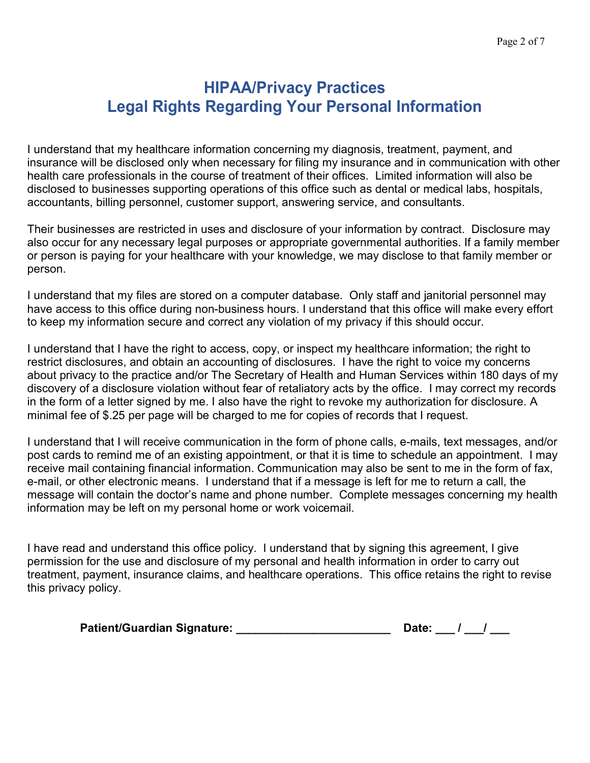# HIPAA/Privacy Practices
# Legal Rights Regarding Your Personal Information

I understand that my healthcare information concerning my diagnosis, treatment, payment, and insurance will be disclosed only when necessary for filing my insurance and in communication with other health care professionals in the course of treatment of their offices. Limited information will also be disclosed to businesses supporting operations of this office such as dental or medical labs, hospitals, accountants, billing personnel, customer support, answering service, and consultants.

Their businesses are restricted in uses and disclosure of your information by contract. Disclosure may also occur for any necessary legal purposes or appropriate governmental authorities. If a family member or person is paying for your healthcare with your knowledge, we may disclose to that family member or person.

I understand that my files are stored on a computer database. Only staff and janitorial personnel may have access to this office during non-business hours. I understand that this office will make every effort to keep my information secure and correct any violation of my privacy if this should occur.

I understand that I have the right to access, copy, or inspect my healthcare information; the right to restrict disclosures, and obtain an accounting of disclosures. I have the right to voice my concerns about privacy to the practice and/or The Secretary of Health and Human Services within 180 days of my discovery of a disclosure violation without fear of retaliatory acts by the office. I may correct my records in the form of a letter signed by me. I also have the right to revoke my authorization for disclosure. A minimal fee of $.25 per page will be charged to me for copies of records that I request.

I understand that I will receive communication in the form of phone calls, e-mails, text messages, and/or post cards to remind me of an existing appointment, or that it is time to schedule an appointment. I may receive mail containing financial information. Communication may also be sent to me in the form of fax, e-mail, or other electronic means. I understand that if a message is left for me to return a call, the message will contain the doctor's name and phone number. Complete messages concerning my health information may be left on my personal home or work voicemail.

I have read and understand this office policy. I understand that by signing this agreement, I give permission for the use and disclosure of my personal and health information in order to carry out treatment, payment, insurance claims, and healthcare operations. This office retains the right to revise this privacy policy.

**Patient/Guardian Signature: ________________________ Date: ___ / ___/ ___**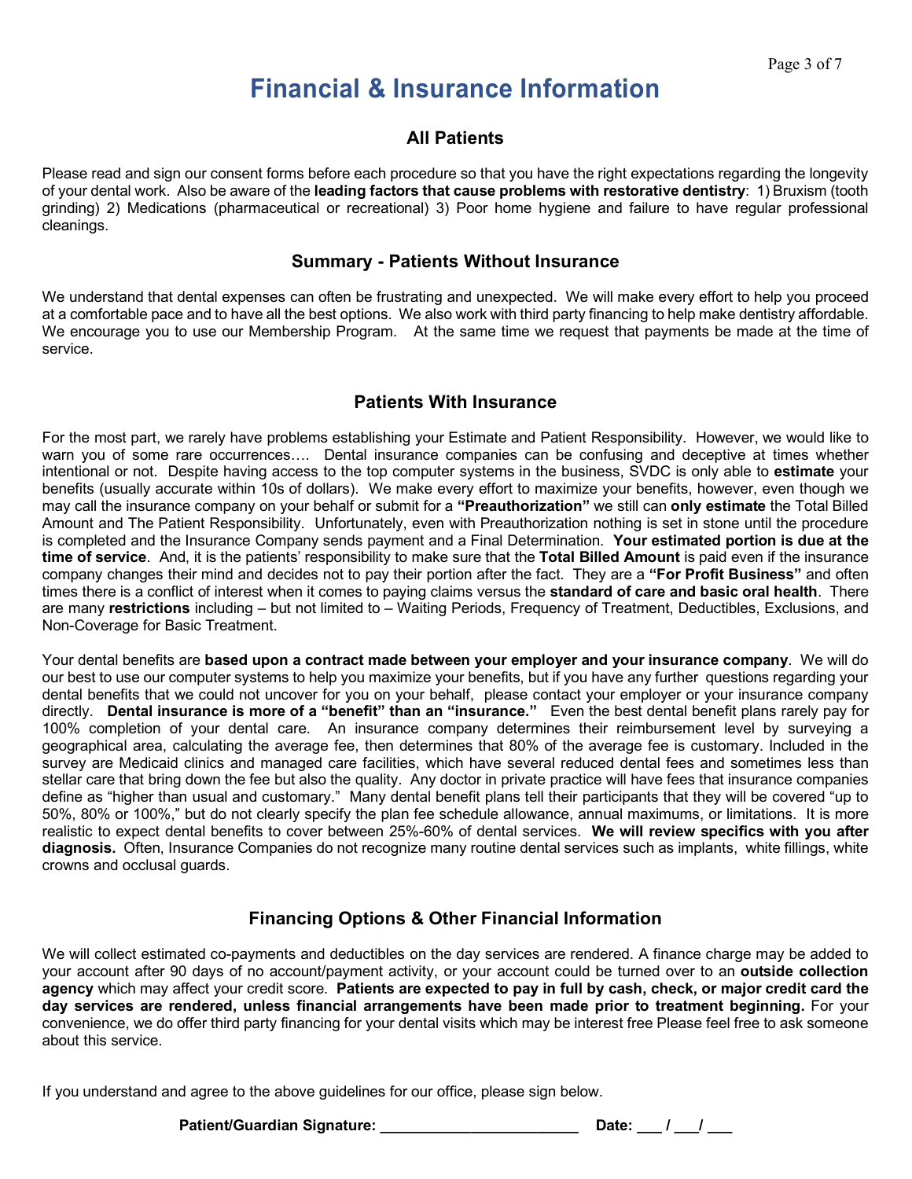# Financial & Insurance Information

## All Patients

Please read and sign our consent forms before each procedure so that you have the right expectations regarding the longevity of your dental work. Also be aware of the **leading factors that cause problems with restorative dentistry**: 1) Bruxism (tooth grinding) 2) Medications (pharmaceutical or recreational) 3) Poor home hygiene and failure to have regular professional cleanings.

## Summary - Patients Without Insurance

We understand that dental expenses can often be frustrating and unexpected. We will make every effort to help you proceed at a comfortable pace and to have all the best options. We also work with third party financing to help make dentistry affordable. We encourage you to use our Membership Program. At the same time we request that payments be made at the time of service.

## Patients With Insurance

For the most part, we rarely have problems establishing your Estimate and Patient Responsibility. However, we would like to warn you of some rare occurrences…. Dental insurance companies can be confusing and deceptive at times whether intentional or not. Despite having access to the top computer systems in the business, SVDC is only able to **estimate** your benefits (usually accurate within 10s of dollars). We make every effort to maximize your benefits, however, even though we may call the insurance company on your behalf or submit for a **"Preauthorization"** we still can **only estimate** the Total Billed Amount and The Patient Responsibility. Unfortunately, even with Preauthorization nothing is set in stone until the procedure is completed and the Insurance Company sends payment and a Final Determination. **Your estimated portion is due at the time of service**. And, it is the patients' responsibility to make sure that the **Total Billed Amount** is paid even if the insurance company changes their mind and decides not to pay their portion after the fact. They are a **"For Profit Business"** and often times there is a conflict of interest when it comes to paying claims versus the **standard of care and basic oral health**. There are many **restrictions** including – but not limited to – Waiting Periods, Frequency of Treatment, Deductibles, Exclusions, and Non-Coverage for Basic Treatment.

Your dental benefits are **based upon a contract made between your employer and your insurance company**. We will do our best to use our computer systems to help you maximize your benefits, but if you have any further questions regarding your dental benefits that we could not uncover for you on your behalf, please contact your employer or your insurance company directly. **Dental insurance is more of a "benefit" than an "insurance."** Even the best dental benefit plans rarely pay for 100% completion of your dental care. An insurance company determines their reimbursement level by surveying a geographical area, calculating the average fee, then determines that 80% of the average fee is customary. Included in the survey are Medicaid clinics and managed care facilities, which have several reduced dental fees and sometimes less than stellar care that bring down the fee but also the quality. Any doctor in private practice will have fees that insurance companies define as "higher than usual and customary." Many dental benefit plans tell their participants that they will be covered "up to 50%, 80% or 100%," but do not clearly specify the plan fee schedule allowance, annual maximums, or limitations. It is more realistic to expect dental benefits to cover between 25%-60% of dental services. **We will review specifics with you after diagnosis.** Often, Insurance Companies do not recognize many routine dental services such as implants, white fillings, white crowns and occlusal guards.

## Financing Options & Other Financial Information

We will collect estimated co-payments and deductibles on the day services are rendered. A finance charge may be added to your account after 90 days of no account/payment activity, or your account could be turned over to an **outside collection agency** which may affect your credit score. **Patients are expected to pay in full by cash, check, or major credit card the day services are rendered, unless financial arrangements have been made prior to treatment beginning.** For your convenience, we do offer third party financing for your dental visits which may be interest free Please feel free to ask someone about this service.

If you understand and agree to the above guidelines for our office, please sign below.

**Patient/Guardian Signature:** ________________________ **Date:** ___ / ___/ ___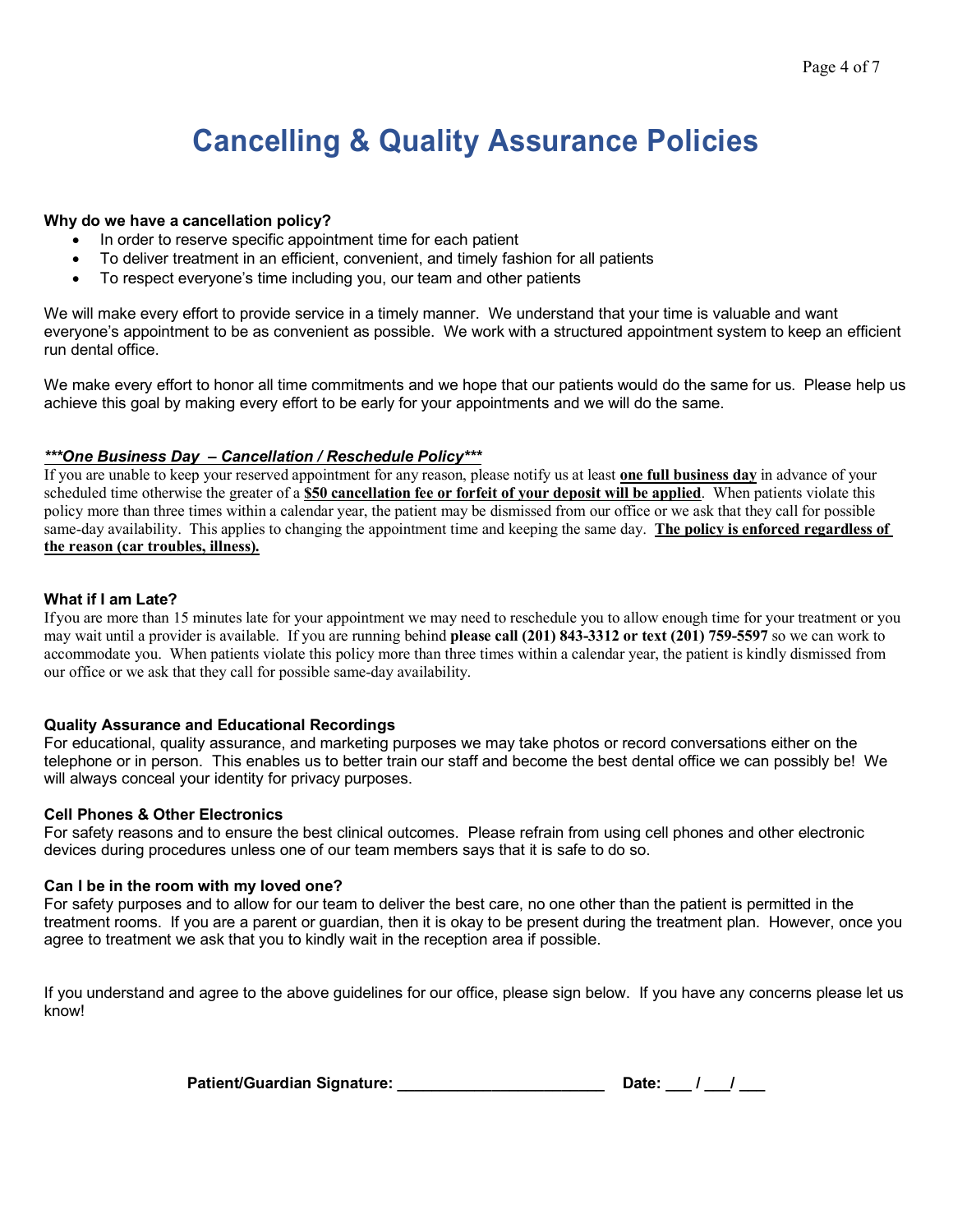# Cancelling & Quality Assurance Policies

**Why do we have a cancellation policy?**

- In order to reserve specific appointment time for each patient
- To deliver treatment in an efficient, convenient, and timely fashion for all patients
- To respect everyone's time including you, our team and other patients

We will make every effort to provide service in a timely manner. We understand that your time is valuable and want everyone's appointment to be as convenient as possible. We work with a structured appointment system to keep an efficient run dental office.

We make every effort to honor all time commitments and we hope that our patients would do the same for us. Please help us achieve this goal by making every effort to be early for your appointments and we will do the same.

***<u>\*\*\*One Business Day – Cancellation / Reschedule Policy\*\*\*</u>***

If you are unable to keep your reserved appointment for any reason, please notify us at least **<u>one full business day</u>** in advance of your scheduled time otherwise the greater of a **<u>$50 cancellation fee or forfeit of your deposit will be applied</u>**. When patients violate this policy more than three times within a calendar year, the patient may be dismissed from our office or we ask that they call for possible same-day availability. This applies to changing the appointment time and keeping the same day. **<u>The policy is enforced regardless of the reason (car troubles, illness).</u>**

**What if I am Late?**

If you are more than 15 minutes late for your appointment we may need to reschedule you to allow enough time for your treatment or you may wait until a provider is available. If you are running behind **please call (201) 843-3312 or text (201) 759-5597** so we can work to accommodate you. When patients violate this policy more than three times within a calendar year, the patient is kindly dismissed from our office or we ask that they call for possible same-day availability.

**Quality Assurance and Educational Recordings**

For educational, quality assurance, and marketing purposes we may take photos or record conversations either on the telephone or in person. This enables us to better train our staff and become the best dental office we can possibly be! We will always conceal your identity for privacy purposes.

**Cell Phones & Other Electronics**

For safety reasons and to ensure the best clinical outcomes. Please refrain from using cell phones and other electronic devices during procedures unless one of our team members says that it is safe to do so.

**Can I be in the room with my loved one?**

For safety purposes and to allow for our team to deliver the best care, no one other than the patient is permitted in the treatment rooms. If you are a parent or guardian, then it is okay to be present during the treatment plan. However, once you agree to treatment we ask that you to kindly wait in the reception area if possible.

If you understand and agree to the above guidelines for our office, please sign below. If you have any concerns please let us know!

**Patient/Guardian Signature: \_\_\_\_\_\_\_\_\_\_\_\_\_\_\_\_\_\_\_\_\_\_\_\_ Date: \_\_\_ / \_\_\_/ \_\_\_**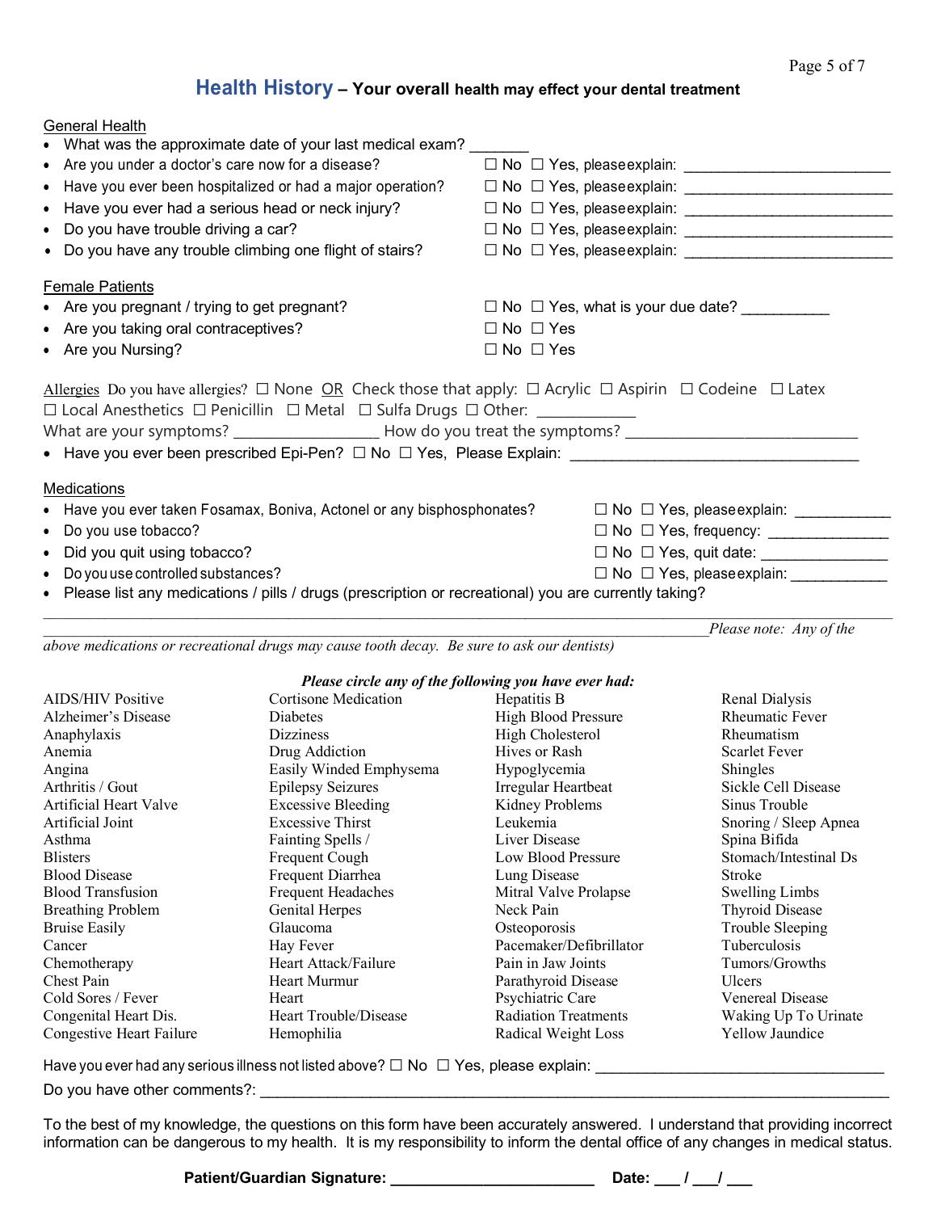## **Health History** – **Your overall health may effect your dental treatment**

General Health

- What was the approximate date of your last medical exam? _______
- Are you under a doctor's care now for a disease? ☐ No ☐ Yes, please explain: ________________________
- Have you ever been hospitalized or had a major operation? ☐ No ☐ Yes, please explain: ________________________
- Have you ever had a serious head or neck injury? ☐ No ☐ Yes, please explain: ________________________
- Do you have trouble driving a car? ☐ No ☐ Yes, please explain: ________________________
- Do you have any trouble climbing one flight of stairs? ☐ No ☐ Yes, please explain: ________________________

Female Patients

- Are you pregnant / trying to get pregnant? ☐ No ☐ Yes, what is your due date? __________
- Are you taking oral contraceptives? ☐ No ☐ Yes
- Are you Nursing? ☐ No ☐ Yes

Allergies Do you have allergies? ☐ None OR Check those that apply: ☐ Acrylic ☐ Aspirin ☐ Codeine ☐ Latex ☐ Local Anesthetics ☐ Penicillin ☐ Metal ☐ Sulfa Drugs ☐ Other: ____________

What are your symptoms? _________________ How do you treat the symptoms? ____________________________

- Have you ever been prescribed Epi-Pen? ☐ No ☐ Yes, Please Explain: __________________________________

Medications

- Have you ever taken Fosamax, Boniva, Actonel or any bisphosphonates? ☐ No ☐ Yes, please explain: ___________
- Do you use tobacco? ☐ No ☐ Yes, frequency: ______________
- Did you quit using tobacco? ☐ No ☐ Yes, quit date: _______________
- Do you use controlled substances? ☐ No ☐ Yes, please explain: ___________
- Please list any medications / pills / drugs (prescription or recreational) you are currently taking?

_____________________________________________________________________________________________

*Please note: Any of the above medications or recreational drugs may cause tooth decay. Be sure to ask our dentists)*

***Please circle any of the following you have ever had:***

| | | | |
|---|---|---|---|
| AIDS/HIV Positive | Cortisone Medication | Hepatitis B | Renal Dialysis |
| Alzheimer's Disease | Diabetes | High Blood Pressure | Rheumatic Fever |
| Anaphylaxis | Dizziness | High Cholesterol | Rheumatism |
| Anemia | Drug Addiction | Hives or Rash | Scarlet Fever |
| Angina | Easily Winded Emphysema | Hypoglycemia | Shingles |
| Arthritis / Gout | Epilepsy Seizures | Irregular Heartbeat | Sickle Cell Disease |
| Artificial Heart Valve | Excessive Bleeding | Kidney Problems | Sinus Trouble |
| Artificial Joint | Excessive Thirst | Leukemia | Snoring / Sleep Apnea |
| Asthma | Fainting Spells / | Liver Disease | Spina Bifida |
| Blisters | Frequent Cough | Low Blood Pressure | Stomach/Intestinal Ds |
| Blood Disease | Frequent Diarrhea | Lung Disease | Stroke |
| Blood Transfusion | Frequent Headaches | Mitral Valve Prolapse | Swelling Limbs |
| Breathing Problem | Genital Herpes | Neck Pain | Thyroid Disease |
| Bruise Easily | Glaucoma | Osteoporosis | Trouble Sleeping |
| Cancer | Hay Fever | Pacemaker/Defibrillator | Tuberculosis |
| Chemotherapy | Heart Attack/Failure | Pain in Jaw Joints | Tumors/Growths |
| Chest Pain | Heart Murmur | Parathyroid Disease | Ulcers |
| Cold Sores / Fever | Heart | Psychiatric Care | Venereal Disease |
| Congenital Heart Dis. | Heart Trouble/Disease | Radiation Treatments | Waking Up To Urinate |
| Congestive Heart Failure | Hemophilia | Radical Weight Loss | Yellow Jaundice |

Have you ever had any serious illness not listed above? ☐ No ☐ Yes, please explain: _________________________________

Do you have other comments?: _____________________________________________________________________________

To the best of my knowledge, the questions on this form have been accurately answered. I understand that providing incorrect information can be dangerous to my health. It is my responsibility to inform the dental office of any changes in medical status.

**Patient/Guardian Signature:** _______________________ **Date:** ___ / ___/ ___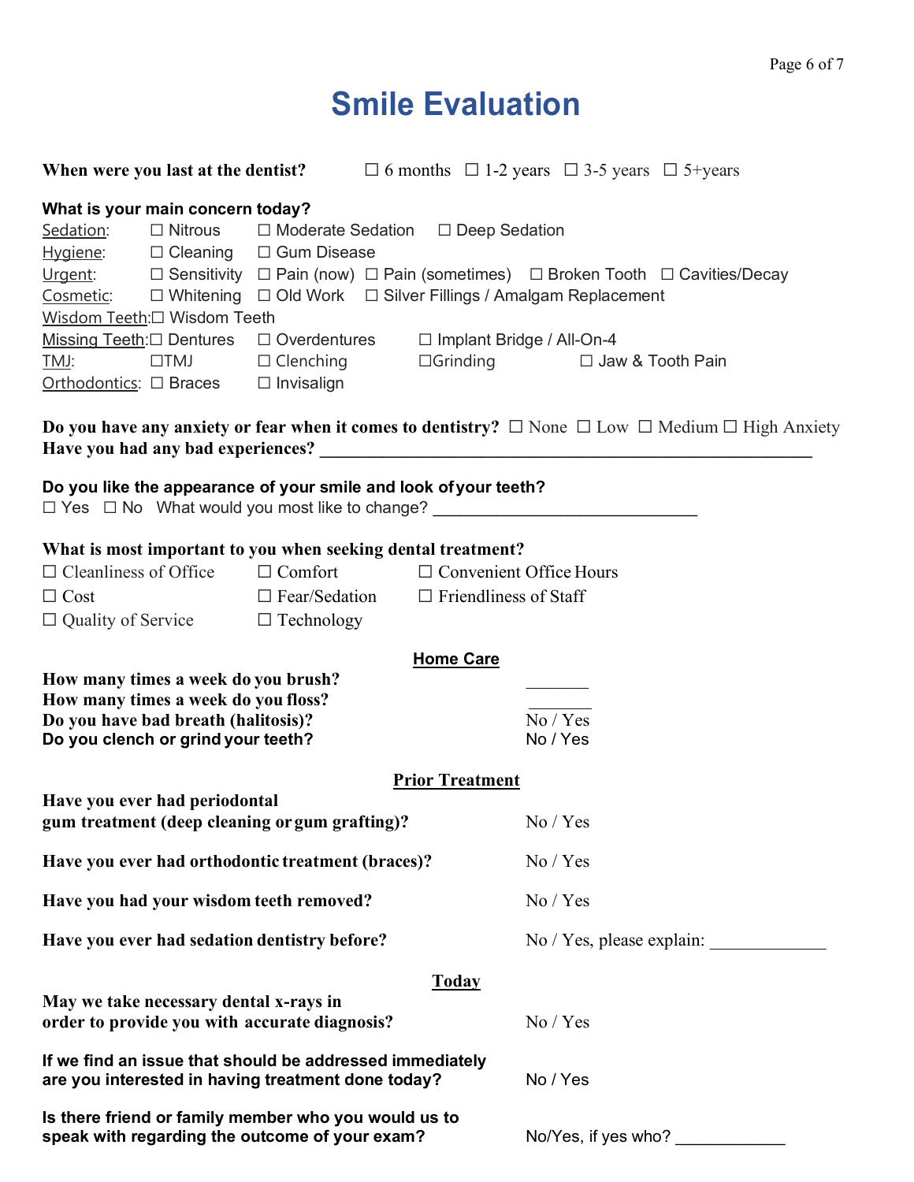# Smile Evaluation

**When were you last at the dentist?** ☐ 6 months ☐ 1-2 years ☐ 3-5 years ☐ 5+years

**What is your main concern today?**

<u>Sedation</u>: ☐ Nitrous ☐ Moderate Sedation ☐ Deep Sedation
<u>Hygiene</u>: ☐ Cleaning ☐ Gum Disease
<u>Urgent</u>: ☐ Sensitivity ☐ Pain (now) ☐ Pain (sometimes) ☐ Broken Tooth ☐ Cavities/Decay
<u>Cosmetic</u>: ☐ Whitening ☐ Old Work ☐ Silver Fillings / Amalgam Replacement
<u>Wisdom Teeth</u>: ☐ Wisdom Teeth
<u>Missing Teeth</u>: ☐ Dentures ☐ Overdentures ☐ Implant Bridge / All-On-4
<u>TMJ</u>: ☐TMJ ☐ Clenching ☐Grinding ☐ Jaw & Tooth Pain
<u>Orthodontics</u>: ☐ Braces ☐ Invisalign

**Do you have any anxiety or fear when it comes to dentistry?** ☐ None ☐ Low ☐ Medium ☐ High Anxiety
**Have you had any bad experiences?** ____________________________________________

**Do you like the appearance of your smile and look of your teeth?**
☐ Yes ☐ No What would you most like to change? ____________________________

**What is most important to you when seeking dental treatment?**

☐ Cleanliness of Office ☐ Comfort ☐ Convenient Office Hours
☐ Cost ☐ Fear/Sedation ☐ Friendliness of Staff
☐ Quality of Service ☐ Technology

## Home Care

**How many times a week do you brush?** _______
**How many times a week do you floss?** _______
**Do you have bad breath (halitosis)?** No / Yes
**Do you clench or grind your teeth?** No / Yes

## Prior Treatment

**Have you ever had periodontal gum treatment (deep cleaning or gum grafting)?** No / Yes

**Have you ever had orthodontic treatment (braces)?** No / Yes

**Have you had your wisdom teeth removed?** No / Yes

**Have you ever had sedation dentistry before?** No / Yes, please explain: _____________

## Today

**May we take necessary dental x-rays in order to provide you with accurate diagnosis?** No / Yes

**If we find an issue that should be addressed immediately are you interested in having treatment done today?** No / Yes

**Is there friend or family member who you would us to speak with regarding the outcome of your exam?** No/Yes, if yes who? ____________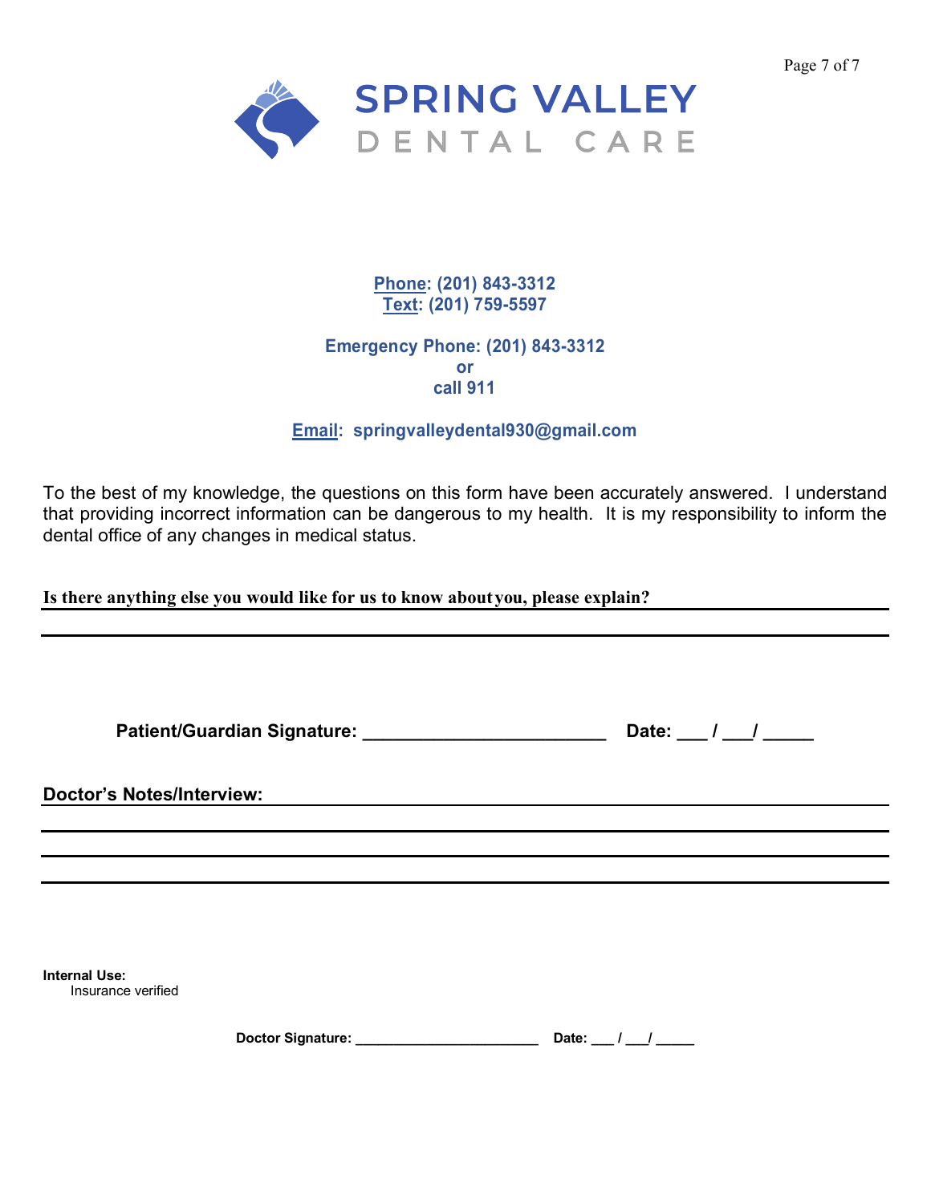# SPRING VALLEY

DENTAL CARE

**Phone: (201) 843-3312**
**Text: (201) 759-5597**

**Emergency Phone: (201) 843-3312**
**or**
**call 911**

**Email: springvalleydental930@gmail.com**

To the best of my knowledge, the questions on this form have been accurately answered. I understand that providing incorrect information can be dangerous to my health. It is my responsibility to inform the dental office of any changes in medical status.

**Is there anything else you would like for us to know about you, please explain?** ______________________

______________________________________________________________________

**Patient/Guardian Signature: ________________________ Date: ___ / ___/ _____**

**Doctor's Notes/Interview:** ______________________________________________

______________________________________________________________________

______________________________________________________________________

______________________________________________________________________

**Internal Use:**
Insurance verified

**Doctor Signature: ______________________ Date: ___ / ___/ _____**